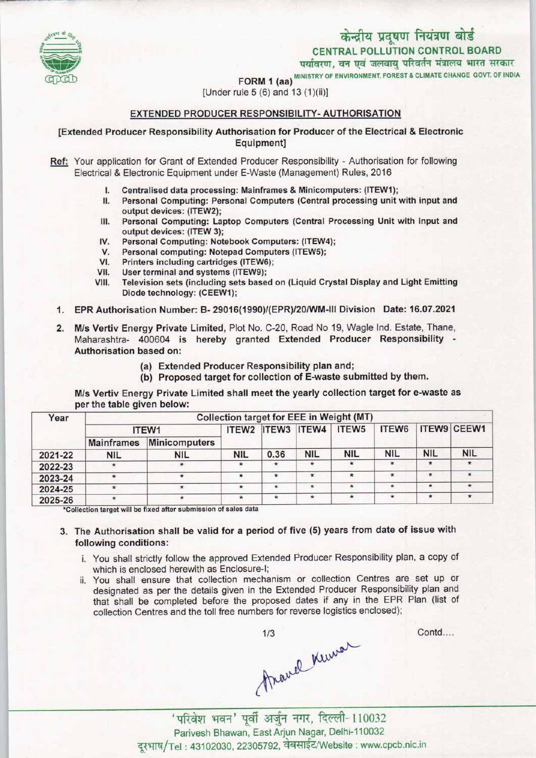केन्द्रीय प्रदूषण नियंत्रण बोर्ड
**CENTRAL POLLUTION CONTROL BOARD**
पर्यावरण, वन एवं जलवायु परिवर्तन मंत्रालय भारत सरकार
MINISTRY OF ENVIRONMENT, FOREST & CLIMATE CHANGE GOVT. OF INDIA

**FORM 1 (aa)**
[Under rule 5 (6) and 13 (1)(ii)]

## EXTENDED PRODUCER RESPONSIBILITY- AUTHORISATION

**[Extended Producer Responsibility Authorisation for Producer of the Electrical & Electronic Equipment]**

**Ref:** Your application for Grant of Extended Producer Responsibility - Authorisation for following Electrical & Electronic Equipment under E-Waste (Management) Rules, 2016

- I. Centralised data processing: Mainframes & Minicomputers: (ITEW1);
- II. Personal Computing: Personal Computers (Central processing unit with input and output devices: (ITEW2);
- III. Personal Computing: Laptop Computers (Central Processing Unit with input and output devices: (ITEW 3);
- IV. Personal Computing: Notebook Computers: (ITEW4);
- V. Personal computing: Notepad Computers (ITEW5);
- VI. Printers including cartridges (ITEW6);
- VII. User terminal and systems (ITEW9);
- VIII. Television sets (including sets based on (Liquid Crystal Display and Light Emitting Diode technology: (CEEW1);

1. **EPR Authorisation Number: B- 29016(1990)/(EPR)/20/WM-III Division Date: 16.07.2021**

2. **M/s Vertiv Energy Private Limited**, Plot No. C-20, Road No 19, Wagle Ind. Estate, Thane, Maharashtra- 400604 is hereby granted **Extended Producer Responsibility - Authorisation based on:**
   - (a) Extended Producer Responsibility plan and;
   - (b) Proposed target for collection of E-waste submitted by them.

**M/s Vertiv Energy Private Limited shall meet the yearly collection target for e-waste as per the table given below:**

| Year | Collection target for EEE in Weight (MT) | | | | | | | | |
|---|---|---|---|---|---|---|---|---|---|
| | ITEW1 | | ITEW2 | ITEW3 | ITEW4 | ITEW5 | ITEW6 | ITEW9 | CEEW1 |
| | Mainframes | Minicomputers | | | | | | | |
| 2021-22 | NIL | NIL | NIL | 0.36 | NIL | NIL | NIL | NIL | NIL |
| 2022-23 | * | * | * | * | * | * | * | * | * |
| 2023-24 | * | * | * | * | * | * | * | * | * |
| 2024-25 | * | * | * | * | * | * | * | * | * |
| 2025-26 | * | * | * | * | * | * | * | * | * |

*Collection target will be fixed after submission of sales data

3. The Authorisation shall be valid for a period of five (5) years from date of issue with following conditions:
   - i. You shall strictly follow the approved Extended Producer Responsibility plan, a copy of which is enclosed herewith as Enclosure-I;
   - ii. You shall ensure that collection mechanism or collection Centres are set up or designated as per the details given in the Extended Producer Responsibility plan and that shall be completed before the proposed dates if any in the EPR Plan (list of collection Centres and the toll free numbers for reverse logistics enclosed);

Contd....

'परिवेश भवन' पूर्वी अर्जुन नगर, दिल्ली-110032
Parivesh Bhawan, East Arjun Nagar, Delhi-110032
दूरभाष/Tel : 43102030, 22305792, वेबसाईट/Website : www.cpcb.nic.in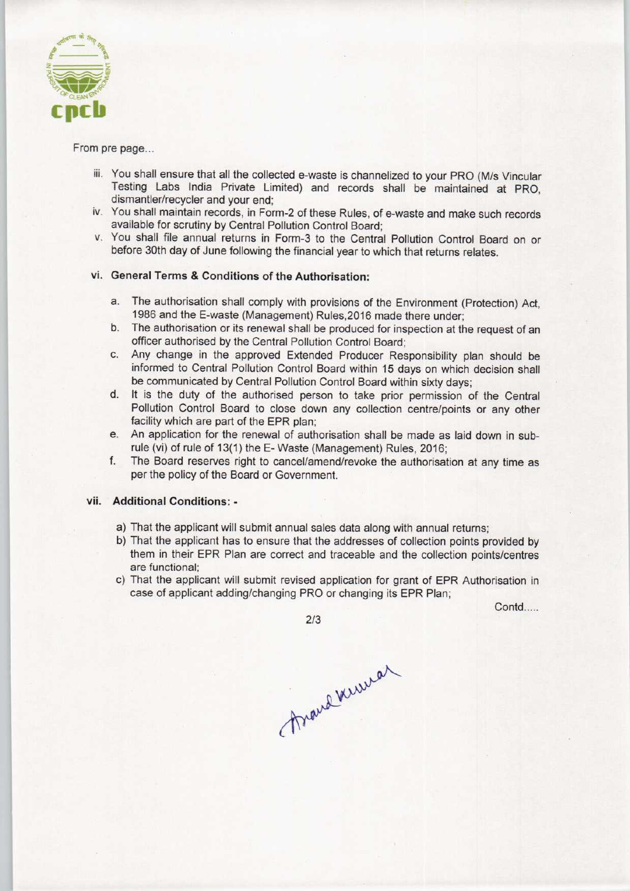From pre page...

iii. You shall ensure that all the collected e-waste is channelized to your PRO (M/s Vincular Testing Labs India Private Limited) and records shall be maintained at PRO, dismantler/recycler and your end;
iv. You shall maintain records, in Form-2 of these Rules, of e-waste and make such records available for scrutiny by Central Pollution Control Board;
v. You shall file annual returns in Form-3 to the Central Pollution Control Board on or before 30th day of June following the financial year to which that returns relates.

vi. **General Terms & Conditions of the Authorisation:**

a. The authorisation shall comply with provisions of the Environment (Protection) Act, 1986 and the E-waste (Management) Rules,2016 made there under;
b. The authorisation or its renewal shall be produced for inspection at the request of an officer authorised by the Central Pollution Control Board;
c. Any change in the approved Extended Producer Responsibility plan should be informed to Central Pollution Control Board within 15 days on which decision shall be communicated by Central Pollution Control Board within sixty days;
d. It is the duty of the authorised person to take prior permission of the Central Pollution Control Board to close down any collection centre/points or any other facility which are part of the EPR plan;
e. An application for the renewal of authorisation shall be made as laid down in sub-rule (vi) of rule of 13(1) the E- Waste (Management) Rules, 2016;
f. The Board reserves right to cancel/amend/revoke the authorisation at any time as per the policy of the Board or Government.

vii. **Additional Conditions: -**

a) That the applicant will submit annual sales data along with annual returns;
b) That the applicant has to ensure that the addresses of collection points provided by them in their EPR Plan are correct and traceable and the collection points/centres are functional;
c) That the applicant will submit revised application for grant of EPR Authorisation in case of applicant adding/changing PRO or changing its EPR Plan;

Contd.....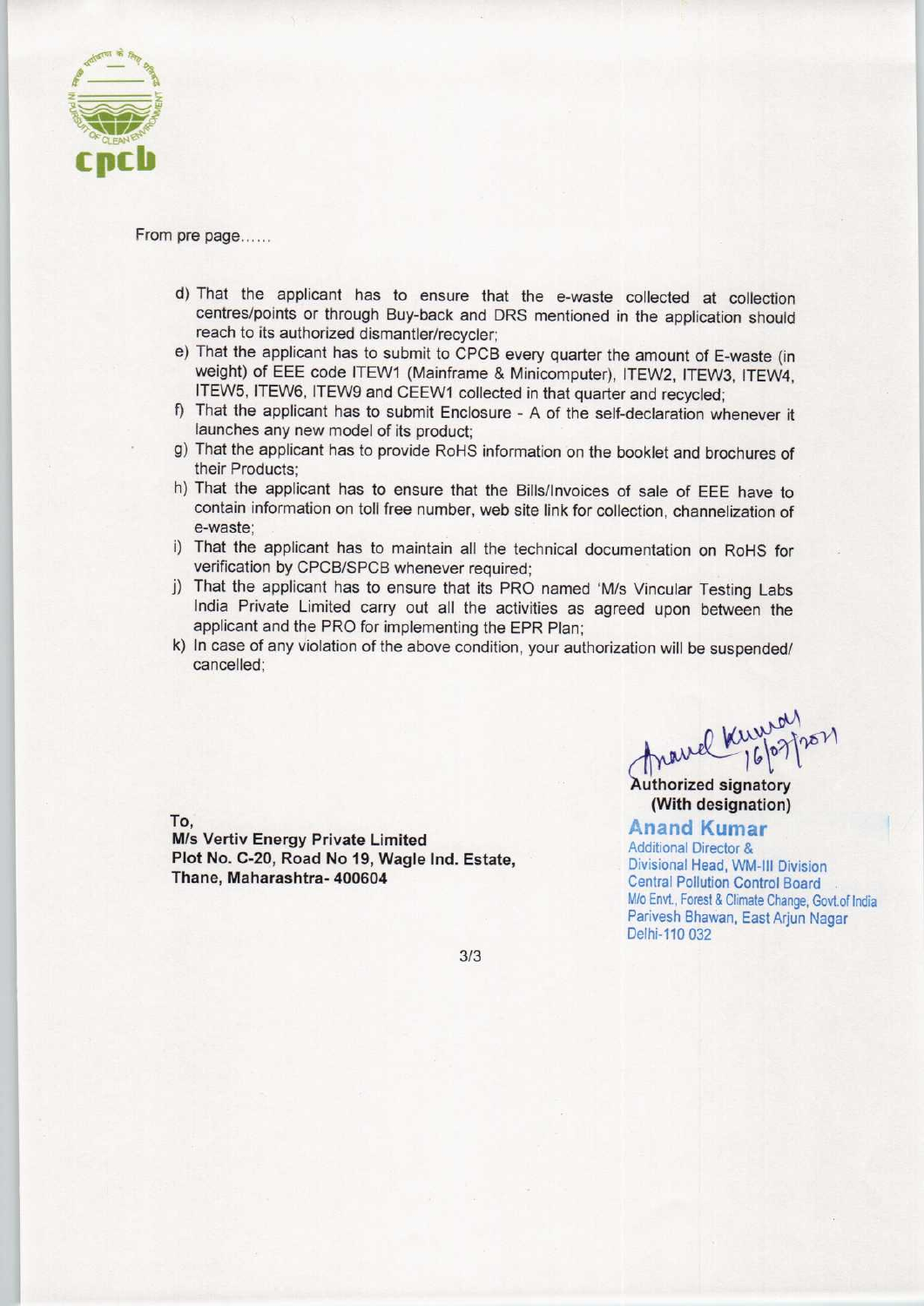From pre page……

d) That the applicant has to ensure that the e-waste collected at collection centres/points or through Buy-back and DRS mentioned in the application should reach to its authorized dismantler/recycler;
e) That the applicant has to submit to CPCB every quarter the amount of E-waste (in weight) of EEE code ITEW1 (Mainframe & Minicomputer), ITEW2, ITEW3, ITEW4, ITEW5, ITEW6, ITEW9 and CEEW1 collected in that quarter and recycled;
f) That the applicant has to submit Enclosure - A of the self-declaration whenever it launches any new model of its product;
g) That the applicant has to provide RoHS information on the booklet and brochures of their Products;
h) That the applicant has to ensure that the Bills/Invoices of sale of EEE have to contain information on toll free number, web site link for collection, channelization of e-waste;
i) That the applicant has to maintain all the technical documentation on RoHS for verification by CPCB/SPCB whenever required;
j) That the applicant has to ensure that its PRO named 'M/s Vincular Testing Labs India Private Limited carry out all the activities as agreed upon between the applicant and the PRO for implementing the EPR Plan;
k) In case of any violation of the above condition, your authorization will be suspended/ cancelled;

Anand Kumar 16/07/2021

**Authorized signatory**
**(With designation)**

**Anand Kumar**
Additional Director &
Divisional Head, WM-III Division
Central Pollution Control Board
M/o Envt., Forest & Climate Change, Govt.of India
Parivesh Bhawan, East Arjun Nagar
Delhi-110 032

To,
**M/s Vertiv Energy Private Limited**
**Plot No. C-20, Road No 19, Wagle Ind. Estate,**
**Thane, Maharashtra- 400604**